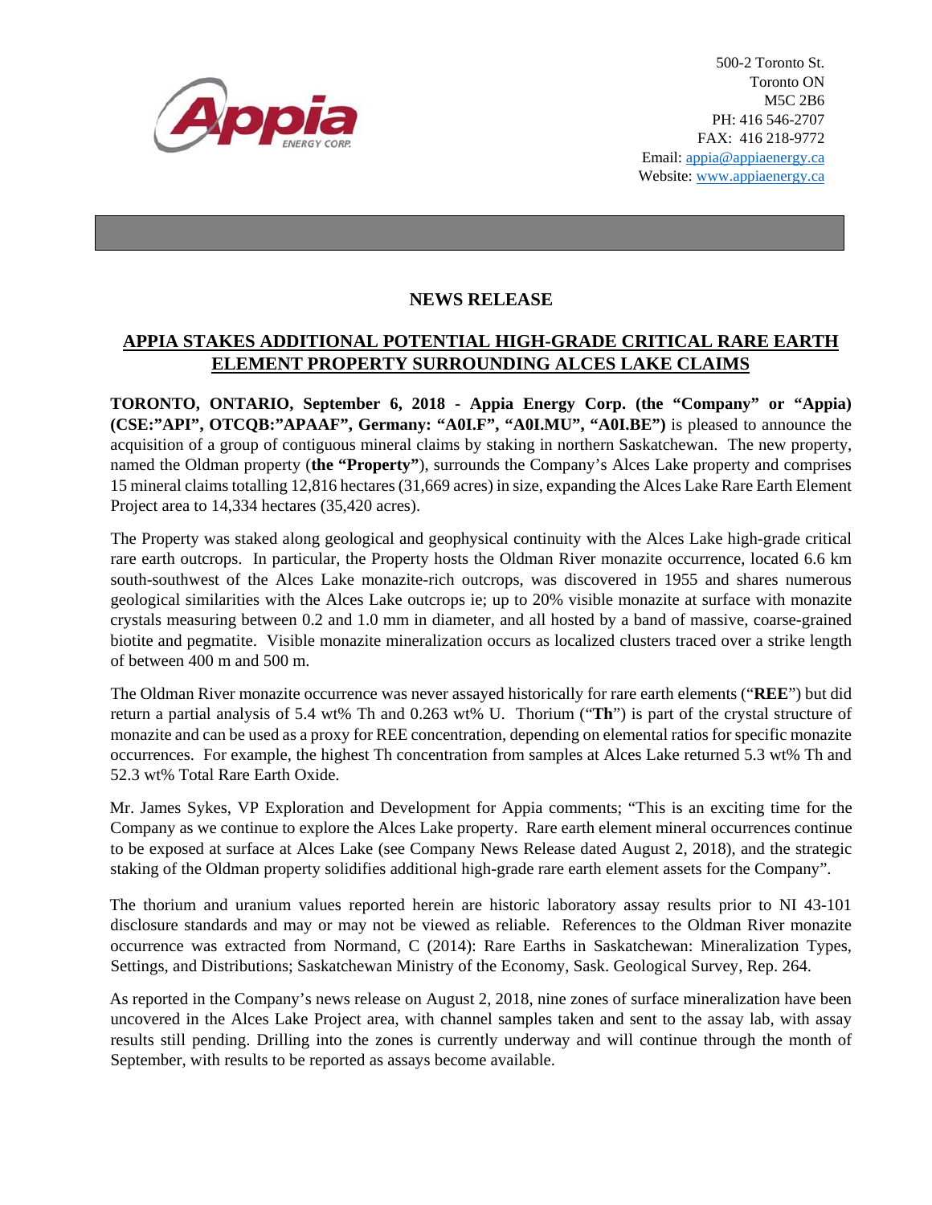500-2 Toronto St.
Toronto ON
M5C 2B6
PH: 416 546-2707
FAX: 416 218-9772
Email: appia@appiaenergy.ca
Website: www.appiaenergy.ca

## NEWS RELEASE

## APPIA STAKES ADDITIONAL POTENTIAL HIGH-GRADE CRITICAL RARE EARTH ELEMENT PROPERTY SURROUNDING ALCES LAKE CLAIMS

**TORONTO, ONTARIO, September 6, 2018 - Appia Energy Corp. (the "Company" or "Appia) (CSE:"API", OTCQB:"APAAF", Germany: "A0I.F", "A0I.MU", "A0I.BE")** is pleased to announce the acquisition of a group of contiguous mineral claims by staking in northern Saskatchewan. The new property, named the Oldman property (**the "Property"**), surrounds the Company's Alces Lake property and comprises 15 mineral claims totalling 12,816 hectares (31,669 acres) in size, expanding the Alces Lake Rare Earth Element Project area to 14,334 hectares (35,420 acres).

The Property was staked along geological and geophysical continuity with the Alces Lake high-grade critical rare earth outcrops. In particular, the Property hosts the Oldman River monazite occurrence, located 6.6 km south-southwest of the Alces Lake monazite-rich outcrops, was discovered in 1955 and shares numerous geological similarities with the Alces Lake outcrops ie; up to 20% visible monazite at surface with monazite crystals measuring between 0.2 and 1.0 mm in diameter, and all hosted by a band of massive, coarse-grained biotite and pegmatite. Visible monazite mineralization occurs as localized clusters traced over a strike length of between 400 m and 500 m.

The Oldman River monazite occurrence was never assayed historically for rare earth elements ("**REE**") but did return a partial analysis of 5.4 wt% Th and 0.263 wt% U. Thorium ("**Th**") is part of the crystal structure of monazite and can be used as a proxy for REE concentration, depending on elemental ratios for specific monazite occurrences. For example, the highest Th concentration from samples at Alces Lake returned 5.3 wt% Th and 52.3 wt% Total Rare Earth Oxide.

Mr. James Sykes, VP Exploration and Development for Appia comments; "This is an exciting time for the Company as we continue to explore the Alces Lake property. Rare earth element mineral occurrences continue to be exposed at surface at Alces Lake (see Company News Release dated August 2, 2018), and the strategic staking of the Oldman property solidifies additional high-grade rare earth element assets for the Company".

The thorium and uranium values reported herein are historic laboratory assay results prior to NI 43-101 disclosure standards and may or may not be viewed as reliable. References to the Oldman River monazite occurrence was extracted from Normand, C (2014): Rare Earths in Saskatchewan: Mineralization Types, Settings, and Distributions; Saskatchewan Ministry of the Economy, Sask. Geological Survey, Rep. 264.

As reported in the Company's news release on August 2, 2018, nine zones of surface mineralization have been uncovered in the Alces Lake Project area, with channel samples taken and sent to the assay lab, with assay results still pending. Drilling into the zones is currently underway and will continue through the month of September, with results to be reported as assays become available.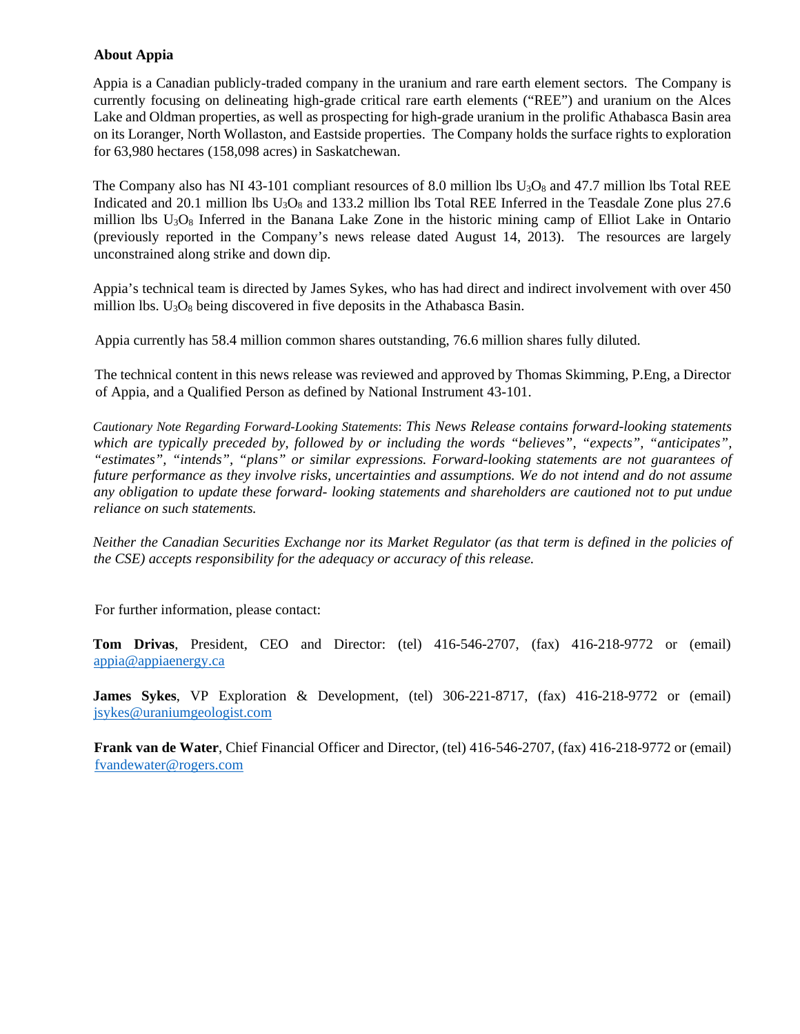**About Appia**

Appia is a Canadian publicly-traded company in the uranium and rare earth element sectors. The Company is currently focusing on delineating high-grade critical rare earth elements ("REE") and uranium on the Alces Lake and Oldman properties, as well as prospecting for high-grade uranium in the prolific Athabasca Basin area on its Loranger, North Wollaston, and Eastside properties. The Company holds the surface rights to exploration for 63,980 hectares (158,098 acres) in Saskatchewan.

The Company also has NI 43-101 compliant resources of 8.0 million lbs $U_3O_8$ and 47.7 million lbs Total REE Indicated and 20.1 million lbs $U_3O_8$ and 133.2 million lbs Total REE Inferred in the Teasdale Zone plus 27.6 million lbs $U_3O_8$ Inferred in the Banana Lake Zone in the historic mining camp of Elliot Lake in Ontario (previously reported in the Company's news release dated August 14, 2013). The resources are largely unconstrained along strike and down dip.

Appia's technical team is directed by James Sykes, who has had direct and indirect involvement with over 450 million lbs. $U_3O_8$ being discovered in five deposits in the Athabasca Basin.

Appia currently has 58.4 million common shares outstanding, 76.6 million shares fully diluted.

The technical content in this news release was reviewed and approved by Thomas Skimming, P.Eng, a Director of Appia, and a Qualified Person as defined by National Instrument 43-101.

*Cautionary Note Regarding Forward-Looking Statements: This News Release contains forward-looking statements which are typically preceded by, followed by or including the words "believes", "expects", "anticipates", "estimates", "intends", "plans" or similar expressions. Forward-looking statements are not guarantees of future performance as they involve risks, uncertainties and assumptions. We do not intend and do not assume any obligation to update these forward- looking statements and shareholders are cautioned not to put undue reliance on such statements.*

*Neither the Canadian Securities Exchange nor its Market Regulator (as that term is defined in the policies of the CSE) accepts responsibility for the adequacy or accuracy of this release.*

For further information, please contact:

**Tom Drivas**, President, CEO and Director: (tel) 416-546-2707, (fax) 416-218-9772 or (email) appia@appiaenergy.ca

**James Sykes**, VP Exploration & Development, (tel) 306-221-8717, (fax) 416-218-9772 or (email) jsykes@uraniumgeologist.com

**Frank van de Water**, Chief Financial Officer and Director, (tel) 416-546-2707, (fax) 416-218-9772 or (email) fvandewater@rogers.com